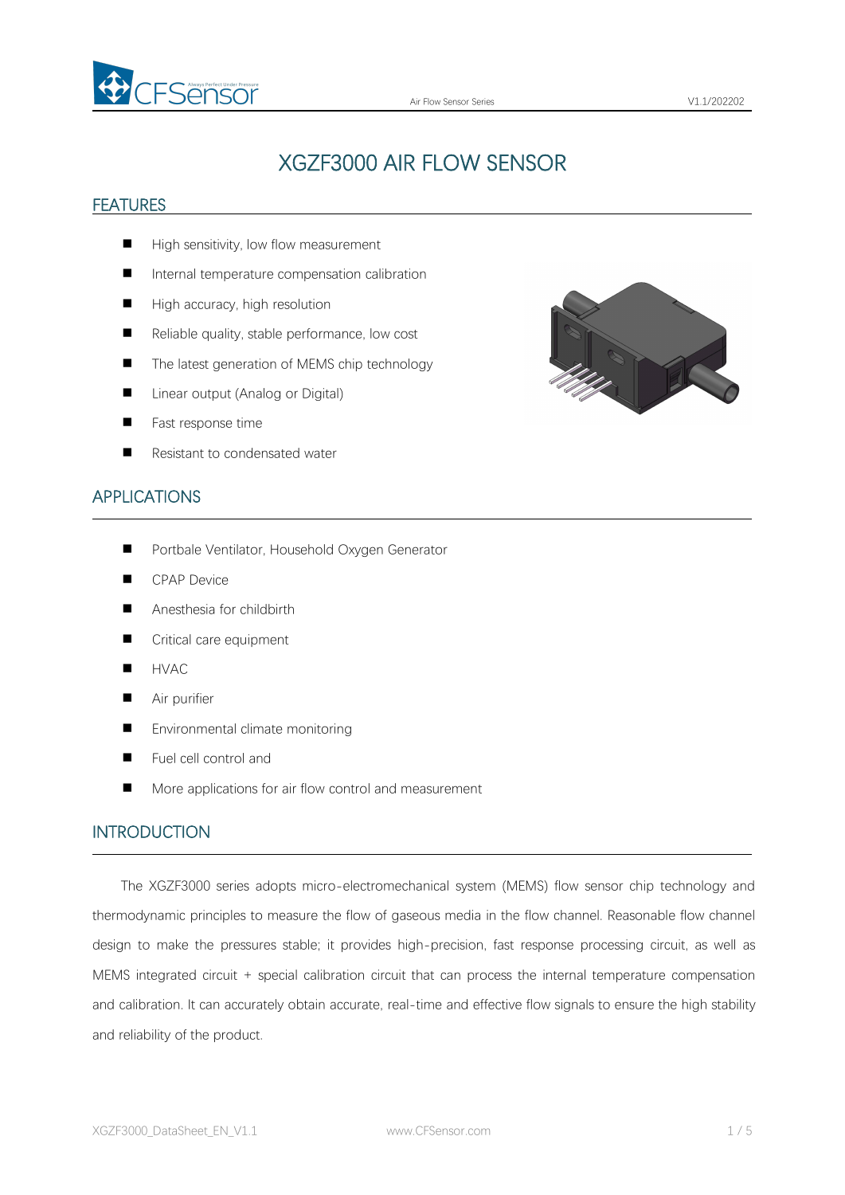# XGZF3000 AIR FLOW SENSOR

## FEATURES

- High sensitivity, low flow measurement
- Internal temperature compensation calibration
- High accuracy, high resolution
- Reliable quality, stable performance, low cost
- The latest generation of MEMS chip technology
- Linear output (Analog or Digital)
- Fast response time
- Resistant to condensated water

## APPLICATIONS

- Portbale Ventilator, Household Oxygen Generator
- CPAP Device
- Anesthesia for childbirth
- Critical care equipment
- HVAC
- Air purifier
- Environmental climate monitoring
- Fuel cell control and
- More applications for air flow control and measurement

## INTRODUCTION

The XGZF3000 series adopts micro-electromechanical system (MEMS) flow sensor chip technology and thermodynamic principles to measure the flow of gaseous media in the flow channel. Reasonable flow channel design to make the pressures stable; it provides high-precision, fast response processing circuit, as well as MEMS integrated circuit + special calibration circuit that can process the internal temperature compensation and calibration. It can accurately obtain accurate, real-time and effective flow signals to ensure the high stability and reliability of the product.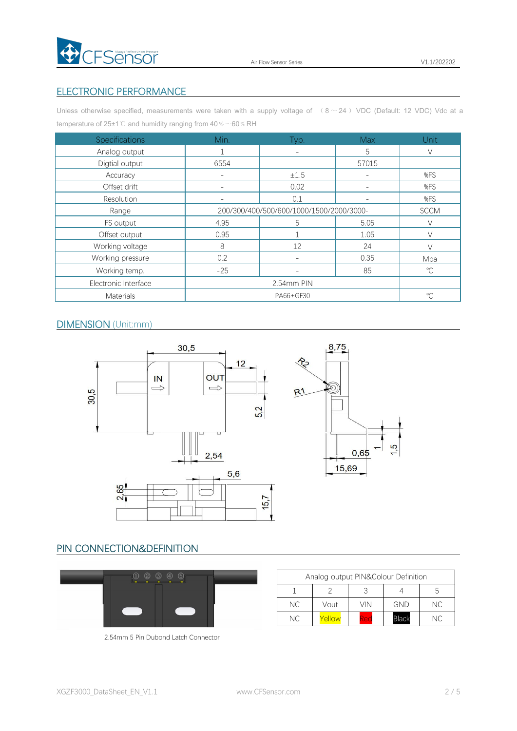## ELECTRONIC PERFORMANCE

Unless otherwise specified, measurements were taken with a supply voltage of （8～24）VDC (Default: 12 VDC) Vdc at a temperature of 25±1℃ and humidity ranging from 40％～60％RH

| Specifications | Min. | Typ. | Max | Unit |
|---|---|---|---|---|
| Analog output | 1 | - | 5 | V |
| Digtial output | 6554 | - | 57015 | |
| Accuracy | - | ±1.5 | - | %FS |
| Offset drift | - | 0.02 | - | %FS |
| Resolution | - | 0.1 | - | %FS |
| Range | 200/300/400/500/600/1000/1500/2000/3000- | | | SCCM |
| FS output | 4.95 | 5 | 5.05 | V |
| Offset output | 0.95 | 1 | 1.05 | V |
| Working voltage | 8 | 12 | 24 | V |
| Working pressure | 0.2 | - | 0.35 | Mpa |
| Working temp. | -25 | - | 85 | ℃ |
| Electronic Interface | 2.54mm PIN | | | |
| Materials | PA66+GF30 | | | ℃ |

## DIMENSION (Unit:mm)

## PIN CONNECTION&DEFINITION

2.54mm 5 Pin Dubond Latch Connector

| Analog output PIN&Colour Definition | | | | |
|---|---|---|---|---|
| 1 | 2 | 3 | 4 | 5 |
| NC | Vout | VIN | GND | NC |
| NC | Yellow | Red | Black | NC |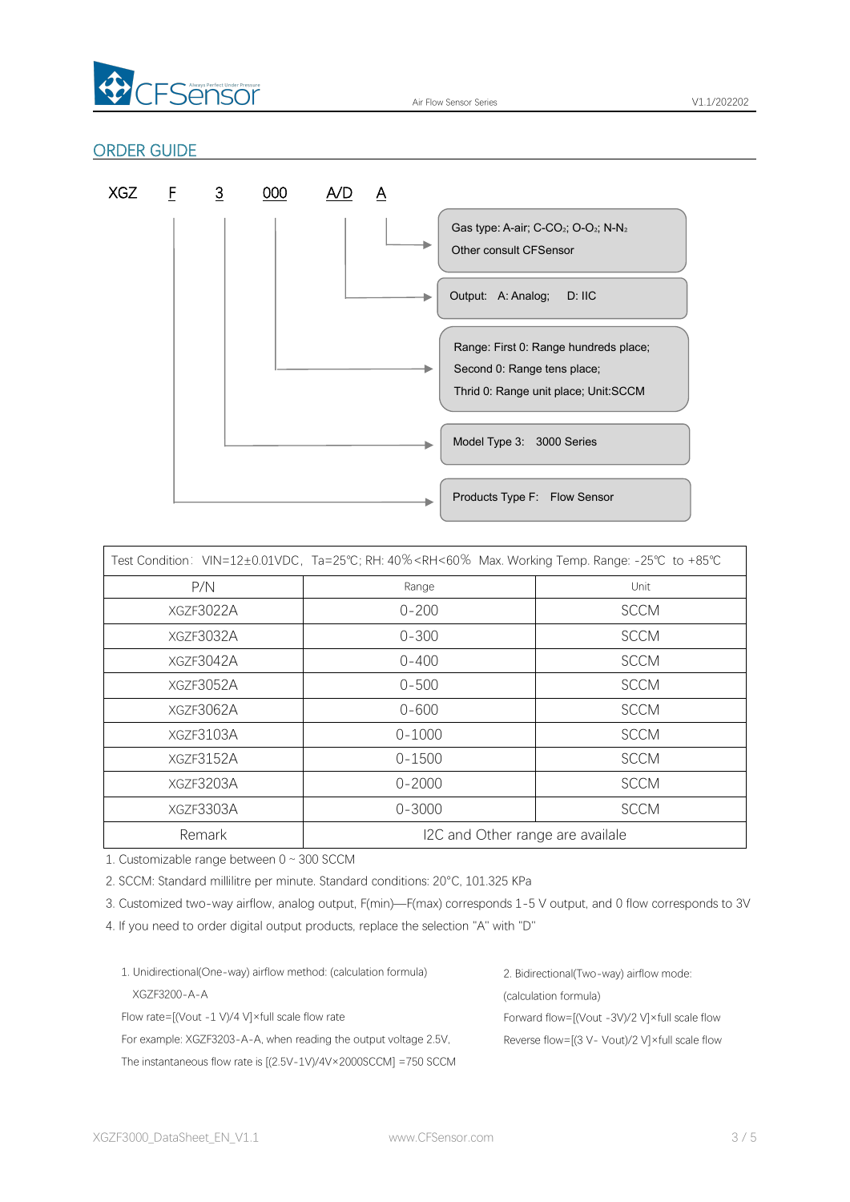## ORDER GUIDE

XGZ F 3 000 A/D A

- A: Gas type: A-air; C-$CO_2$; O-$O_2$; N-$N_2$  
  Other consult CFSensor
- A/D: Output: A: Analog; D: IIC
- 000: Range: First 0: Range hundreds place;  
  Second 0: Range tens place;  
  Thrid 0: Range unit place; Unit:SCCM
- 3: Model Type 3: 3000 Series
- F: Products Type F: Flow Sensor

| Test Condition: VIN=12±0.01VDC, Ta=25℃; RH: 40%<RH<60% Max. Working Temp. Range: -25℃ to +85℃ | | |
|---|---|---|
| P/N | Range | Unit |
| XGZF3022A | 0-200 | SCCM |
| XGZF3032A | 0-300 | SCCM |
| XGZF3042A | 0-400 | SCCM |
| XGZF3052A | 0-500 | SCCM |
| XGZF3062A | 0-600 | SCCM |
| XGZF3103A | 0-1000 | SCCM |
| XGZF3152A | 0-1500 | SCCM |
| XGZF3203A | 0-2000 | SCCM |
| XGZF3303A | 0-3000 | SCCM |
| Remark | I2C and Other range are availale | |

1. Customizable range between 0 ~ 300 SCCM
2. SCCM: Standard millilitre per minute. Standard conditions: 20°C, 101.325 KPa
3. Customized two-way airflow, analog output, F(min)—F(max) corresponds 1-5 V output, and 0 flow corresponds to 3V
4. If you need to order digital output products, replace the selection "A" with "D"

1. Unidirectional(One-way) airflow method: (calculation formula)

   XGZF3200-A-A

   Flow rate=[(Vout -1 V)/4 V]×full scale flow rate

   For example: XGZF3203-A-A, when reading the output voltage 2.5V,

   The instantaneous flow rate is [(2.5V-1V)/4V×2000SCCM] =750 SCCM

2. Bidirectional(Two-way) airflow mode:

   (calculation formula)

   Forward flow=[(Vout -3V)/2 V]×full scale flow

   Reverse flow=[(3 V- Vout)/2 V]×full scale flow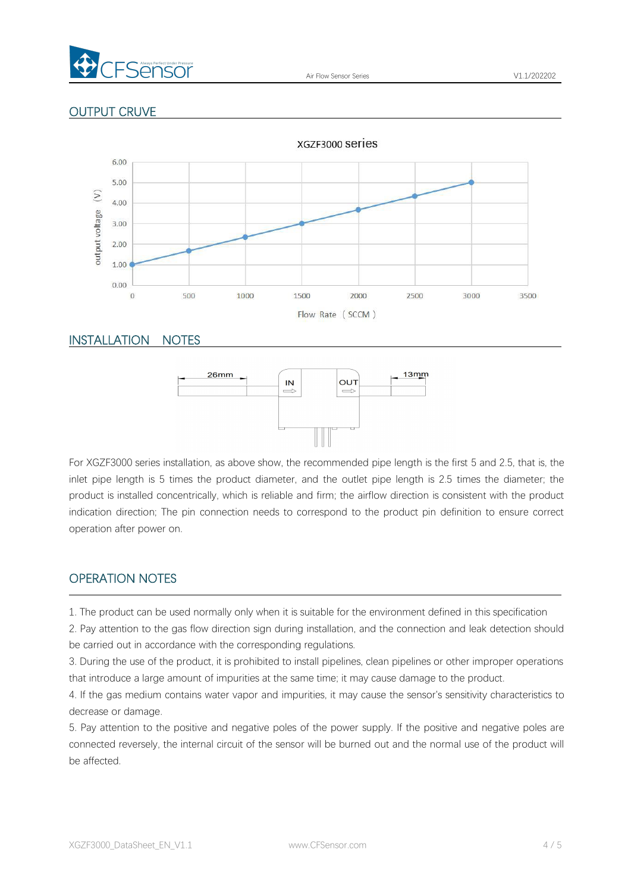## OUTPUT CRUVE

XGZF3000 series

output voltage (V)

Flow Rate (SCCM)

## INSTALLATION NOTES

26mm

IN

OUT

13mm

For XGZF3000 series installation, as above show, the recommended pipe length is the first 5 and 2.5, that is, the inlet pipe length is 5 times the product diameter, and the outlet pipe length is 2.5 times the diameter; the product is installed concentrically, which is reliable and firm; the airflow direction is consistent with the product indication direction; The pin connection needs to correspond to the product pin definition to ensure correct operation after power on.

## OPERATION NOTES

1. The product can be used normally only when it is suitable for the environment defined in this specification
2. Pay attention to the gas flow direction sign during installation, and the connection and leak detection should be carried out in accordance with the corresponding regulations.
3. During the use of the product, it is prohibited to install pipelines, clean pipelines or other improper operations that introduce a large amount of impurities at the same time; it may cause damage to the product.
4. If the gas medium contains water vapor and impurities, it may cause the sensor's sensitivity characteristics to decrease or damage.
5. Pay attention to the positive and negative poles of the power supply. If the positive and negative poles are connected reversely, the internal circuit of the sensor will be burned out and the normal use of the product will be affected.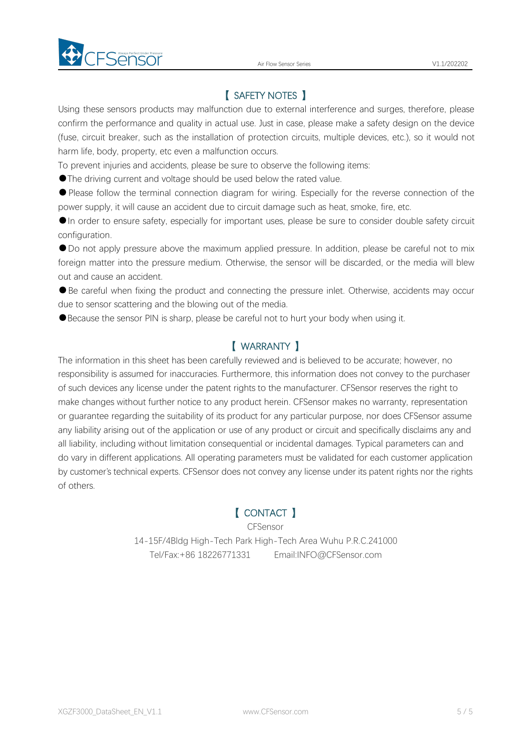## 【 SAFETY NOTES 】

Using these sensors products may malfunction due to external interference and surges, therefore, please confirm the performance and quality in actual use. Just in case, please make a safety design on the device (fuse, circuit breaker, such as the installation of protection circuits, multiple devices, etc.), so it would not harm life, body, property, etc even a malfunction occurs.

To prevent injuries and accidents, please be sure to observe the following items:

- The driving current and voltage should be used below the rated value.
- Please follow the terminal connection diagram for wiring. Especially for the reverse connection of the power supply, it will cause an accident due to circuit damage such as heat, smoke, fire, etc.
- In order to ensure safety, especially for important uses, please be sure to consider double safety circuit configuration.
- Do not apply pressure above the maximum applied pressure. In addition, please be careful not to mix foreign matter into the pressure medium. Otherwise, the sensor will be discarded, or the media will blew out and cause an accident.
- Be careful when fixing the product and connecting the pressure inlet. Otherwise, accidents may occur due to sensor scattering and the blowing out of the media.
- Because the sensor PIN is sharp, please be careful not to hurt your body when using it.

## 【 WARRANTY 】

The information in this sheet has been carefully reviewed and is believed to be accurate; however, no responsibility is assumed for inaccuracies. Furthermore, this information does not convey to the purchaser of such devices any license under the patent rights to the manufacturer. CFSensor reserves the right to make changes without further notice to any product herein. CFSensor makes no warranty, representation or guarantee regarding the suitability of its product for any particular purpose, nor does CFSensor assume any liability arising out of the application or use of any product or circuit and specifically disclaims any and all liability, including without limitation consequential or incidental damages. Typical parameters can and do vary in different applications. All operating parameters must be validated for each customer application by customer's technical experts. CFSensor does not convey any license under its patent rights nor the rights of others.

## 【 CONTACT 】

CFSensor

14-15F/4Bldg High-Tech Park High-Tech Area Wuhu P.R.C.241000

Tel/Fax:+86 18226771331　　Email:INFO@CFSensor.com